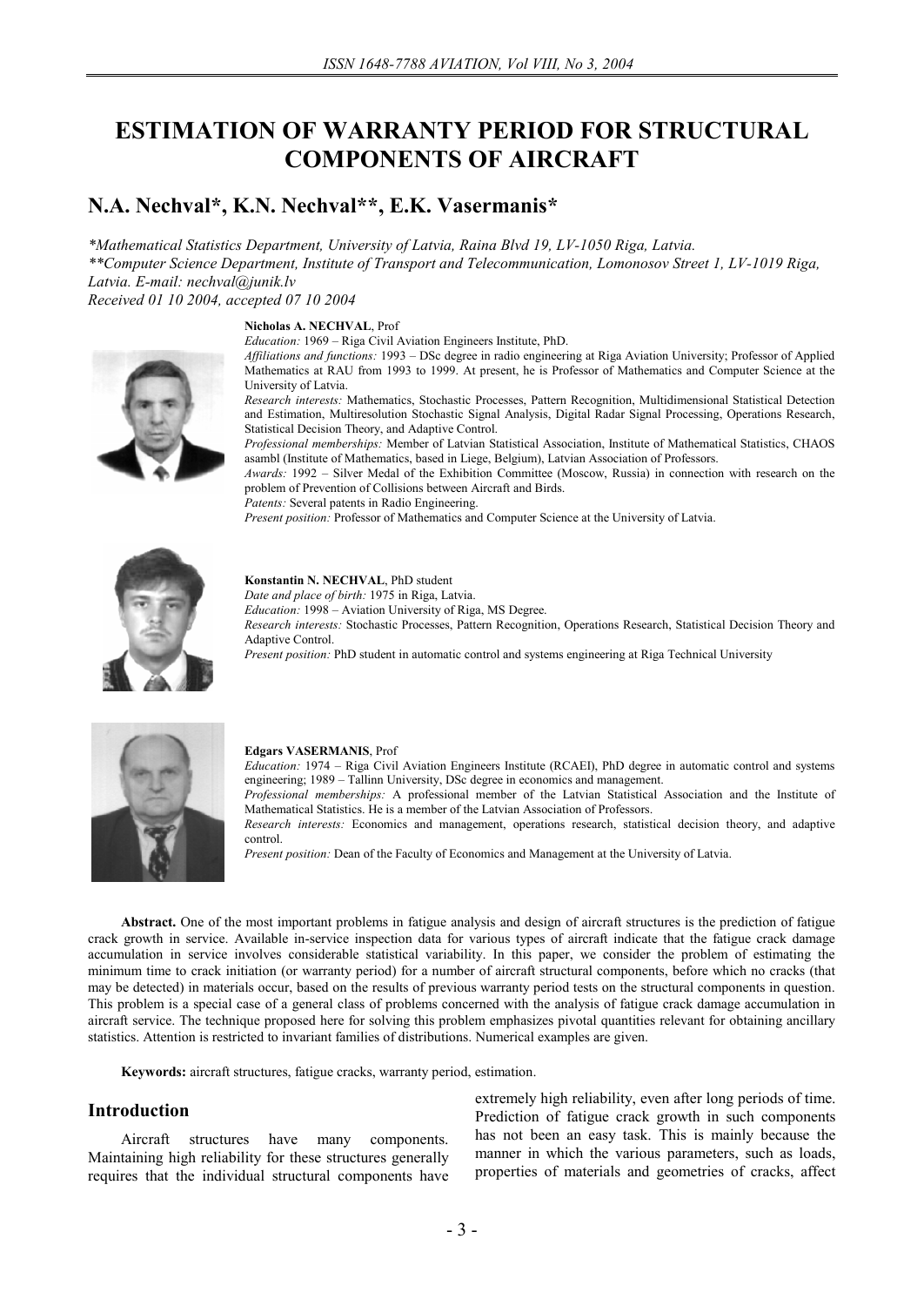# ESTIMATION OF WARRANTY PERIOD FOR STRUCTURAL COMPONENTS OF AIRCRAFT

## N.A. Nechval*, K.N. Nechval**, E.K. Vasermanis*

*\*Mathematical Statistics Department, University of Latvia, Raina Blvd 19, LV-1050 Riga, Latvia.*
*\*\*Computer Science Department, Institute of Transport and Telecommunication, Lomonosov Street 1, LV-1019 Riga, Latvia. E-mail: nechval@junik.lv*
*Received 01 10 2004, accepted 07 10 2004*

**Nicholas A. NECHVAL**, Prof
*Education:* 1969 – Riga Civil Aviation Engineers Institute, PhD.
*Affiliations and functions:* 1993 – DSc degree in radio engineering at Riga Aviation University; Professor of Applied Mathematics at RAU from 1993 to 1999. At present, he is Professor of Mathematics and Computer Science at the University of Latvia.
*Research interests:* Mathematics, Stochastic Processes, Pattern Recognition, Multidimensional Statistical Detection and Estimation, Multiresolution Stochastic Signal Analysis, Digital Radar Signal Processing, Operations Research, Statistical Decision Theory, and Adaptive Control.
*Professional memberships:* Member of Latvian Statistical Association, Institute of Mathematical Statistics, CHAOS asambl (Institute of Mathematics, based in Liege, Belgium), Latvian Association of Professors.
*Awards:* 1992 – Silver Medal of the Exhibition Committee (Moscow, Russia) in connection with research on the problem of Prevention of Collisions between Aircraft and Birds.
*Patents:* Several patents in Radio Engineering.
*Present position:* Professor of Mathematics and Computer Science at the University of Latvia.

**Konstantin N. NECHVAL**, PhD student
*Date and place of birth:* 1975 in Riga, Latvia.
*Education:* 1998 – Aviation University of Riga, MS Degree.
*Research interests:* Stochastic Processes, Pattern Recognition, Operations Research, Statistical Decision Theory and Adaptive Control.
*Present position:* PhD student in automatic control and systems engineering at Riga Technical University

**Edgars VASERMANIS**, Prof
*Education:* 1974 – Riga Civil Aviation Engineers Institute (RCAEI), PhD degree in automatic control and systems engineering; 1989 – Tallinn University, DSc degree in economics and management.
*Professional memberships:* A professional member of the Latvian Statistical Association and the Institute of Mathematical Statistics. He is a member of the Latvian Association of Professors.
*Research interests:* Economics and management, operations research, statistical decision theory, and adaptive control.
*Present position:* Dean of the Faculty of Economics and Management at the University of Latvia.

**Abstract.** One of the most important problems in fatigue analysis and design of aircraft structures is the prediction of fatigue crack growth in service. Available in-service inspection data for various types of aircraft indicate that the fatigue crack damage accumulation in service involves considerable statistical variability. In this paper, we consider the problem of estimating the minimum time to crack initiation (or warranty period) for a number of aircraft structural components, before which no cracks (that may be detected) in materials occur, based on the results of previous warranty period tests on the structural components in question. This problem is a special case of a general class of problems concerned with the analysis of fatigue crack damage accumulation in aircraft service. The technique proposed here for solving this problem emphasizes pivotal quantities relevant for obtaining ancillary statistics. Attention is restricted to invariant families of distributions. Numerical examples are given.

**Keywords:** aircraft structures, fatigue cracks, warranty period, estimation.

## Introduction

Aircraft structures have many components. Maintaining high reliability for these structures generally requires that the individual structural components have extremely high reliability, even after long periods of time. Prediction of fatigue crack growth in such components has not been an easy task. This is mainly because the manner in which the various parameters, such as loads, properties of materials and geometries of cracks, affect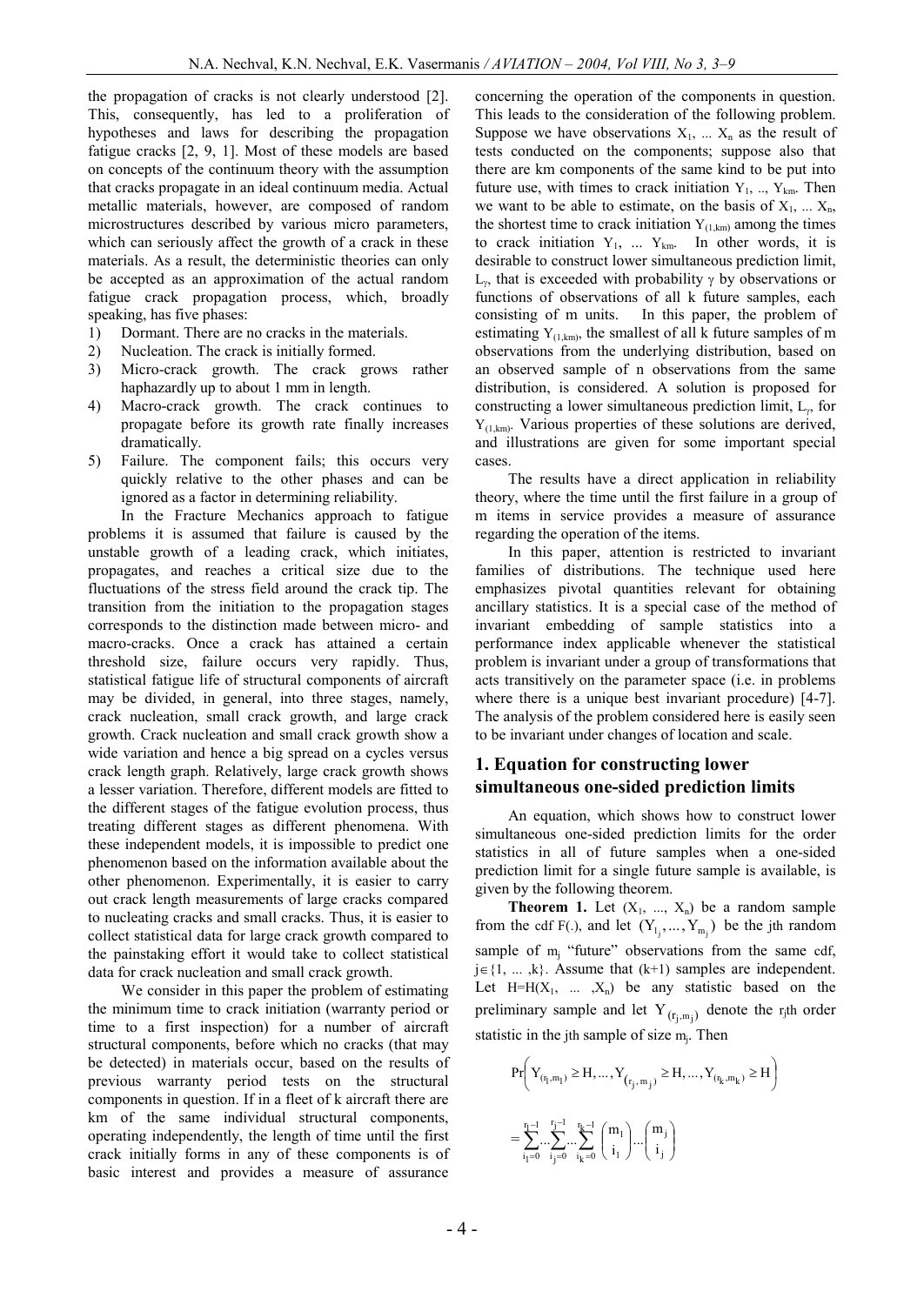the propagation of cracks is not clearly understood [2]. This, consequently, has led to a proliferation of hypotheses and laws for describing the propagation fatigue cracks [2, 9, 1]. Most of these models are based on concepts of the continuum theory with the assumption that cracks propagate in an ideal continuum media. Actual metallic materials, however, are composed of random microstructures described by various micro parameters, which can seriously affect the growth of a crack in these materials. As a result, the deterministic theories can only be accepted as an approximation of the actual random fatigue crack propagation process, which, broadly speaking, has five phases:

1) Dormant. There are no cracks in the materials.
2) Nucleation. The crack is initially formed.
3) Micro-crack growth. The crack grows rather haphazardly up to about 1 mm in length.
4) Macro-crack growth. The crack continues to propagate before its growth rate finally increases dramatically.
5) Failure. The component fails; this occurs very quickly relative to the other phases and can be ignored as a factor in determining reliability.

In the Fracture Mechanics approach to fatigue problems it is assumed that failure is caused by the unstable growth of a leading crack, which initiates, propagates, and reaches a critical size due to the fluctuations of the stress field around the crack tip. The transition from the initiation to the propagation stages corresponds to the distinction made between micro- and macro-cracks. Once a crack has attained a certain threshold size, failure occurs very rapidly. Thus, statistical fatigue life of structural components of aircraft may be divided, in general, into three stages, namely, crack nucleation, small crack growth, and large crack growth. Crack nucleation and small crack growth show a wide variation and hence a big spread on a cycles versus crack length graph. Relatively, large crack growth shows a lesser variation. Therefore, different models are fitted to the different stages of the fatigue evolution process, thus treating different stages as different phenomena. With these independent models, it is impossible to predict one phenomenon based on the information available about the other phenomenon. Experimentally, it is easier to carry out crack length measurements of large cracks compared to nucleating cracks and small cracks. Thus, it is easier to collect statistical data for large crack growth compared to the painstaking effort it would take to collect statistical data for crack nucleation and small crack growth.

We consider in this paper the problem of estimating the minimum time to crack initiation (warranty period or time to a first inspection) for a number of aircraft structural components, before which no cracks (that may be detected) in materials occur, based on the results of previous warranty period tests on the structural components in question. If in a fleet of k aircraft there are km of the same individual structural components, operating independently, the length of time until the first crack initially forms in any of these components is of basic interest and provides a measure of assurance concerning the operation of the components in question. This leads to the consideration of the following problem. Suppose we have observations $X_1, \ldots X_n$ as the result of tests conducted on the components; suppose also that there are km components of the same kind to be put into future use, with times to crack initiation $Y_1, \ldots, Y_{km}$. Then we want to be able to estimate, on the basis of $X_1, \ldots X_n$, the shortest time to crack initiation $Y_{(1,km)}$ among the times to crack initiation $Y_1, \ldots Y_{km}$. In other words, it is desirable to construct lower simultaneous prediction limit, $L_\gamma$, that is exceeded with probability $\gamma$ by observations or functions of observations of all k future samples, each consisting of m units. In this paper, the problem of estimating $Y_{(1,km)}$, the smallest of all k future samples of m observations from the underlying distribution, based on an observed sample of n observations from the same distribution, is considered. A solution is proposed for constructing a lower simultaneous prediction limit, $L_\gamma$, for $Y_{(1,km)}$. Various properties of these solutions are derived, and illustrations are given for some important special cases.

The results have a direct application in reliability theory, where the time until the first failure in a group of m items in service provides a measure of assurance regarding the operation of the items.

In this paper, attention is restricted to invariant families of distributions. The technique used here emphasizes pivotal quantities relevant for obtaining ancillary statistics. It is a special case of the method of invariant embedding of sample statistics into a performance index applicable whenever the statistical problem is invariant under a group of transformations that acts transitively on the parameter space (i.e. in problems where there is a unique best invariant procedure) [4-7]. The analysis of the problem considered here is easily seen to be invariant under changes of location and scale.

## 1. Equation for constructing lower simultaneous one-sided prediction limits

An equation, which shows how to construct lower simultaneous one-sided prediction limits for the order statistics in all of future samples when a one-sided prediction limit for a single future sample is available, is given by the following theorem.

**Theorem 1.** Let $(X_1, \ldots, X_n)$ be a random sample from the cdf F(.), and let $(Y_{1_j}, \ldots, Y_{m_j})$ be the jth random sample of $m_j$ "future" observations from the same cdf, $j \in \{1, \ldots, k\}$. Assume that (k+1) samples are independent. Let $H = H(X_1, \ldots, X_n)$ be any statistic based on the preliminary sample and let $Y_{(r_j, m_j)}$ denote the $r_j$th order statistic in the jth sample of size $m_j$. Then

$$\Pr\left(Y_{(r_1,m_1)} \geq H, \ldots, Y_{(r_j,m_j)} \geq H, \ldots, Y_{(r_k,m_k)} \geq H\right)$$

$$= \sum_{i_1=0}^{r_1-1} \ldots \sum_{i_j=0}^{r_j-1} \ldots \sum_{i_k=0}^{r_k-1} \binom{m_1}{i_1} \ldots \binom{m_j}{i_j}$$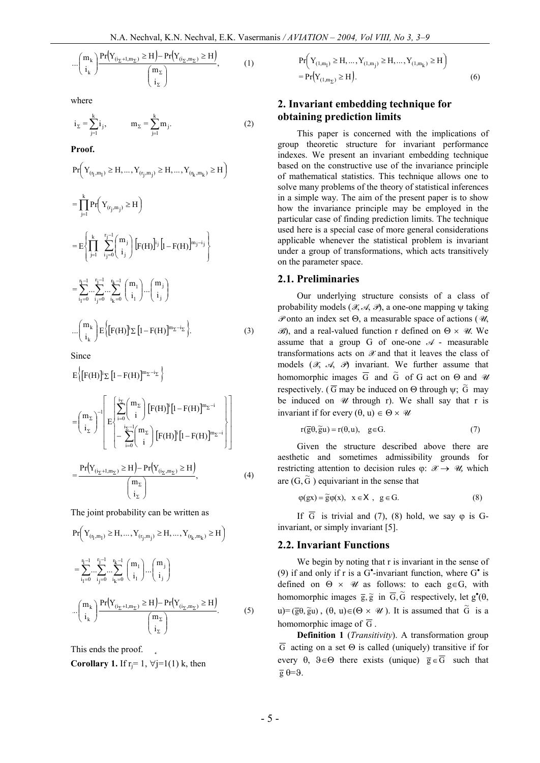$$\ldots\binom{m_k}{i_k}\frac{\Pr\left(Y_{(i_\Sigma+1,m_\Sigma)}\geq H\right)-\Pr\left(Y_{(i_\Sigma,m_\Sigma)}\geq H\right)}{\binom{m_\Sigma}{i_\Sigma}}, \tag{1}$$

where

$$i_\Sigma=\sum_{j=1}^{k} i_j, \qquad m_\Sigma=\sum_{j=1}^{k} m_j. \tag{2}$$

**Proof.**

$$\Pr\left(Y_{(r_1,m_1)}\geq H,\ldots,Y_{(r_j,m_j)}\geq H,\ldots,Y_{(r_k,m_k)}\geq H\right)$$

$$=\prod_{j=1}^{k}\Pr\left(Y_{(r_j,m_j)}\geq H\right)$$

$$=E\left\{\prod_{j=1}^{k}\sum_{i_j=0}^{r_j-1}\binom{m_j}{i_j}\left[F(H)\right]^{i_j}\left[1-F(H)\right]^{m_j-i_j}\right\}$$

$$=\sum_{i_1=0}^{r_1-1}\ldots\sum_{i_j=0}^{r_j-1}\ldots\sum_{i_k=0}^{r_k-1}\binom{m_1}{i_1}\ldots\binom{m_j}{i_j}$$

$$\ldots\binom{m_k}{i_k}E\left\{\left[F(H)\right]^{i_\Sigma}\left[1-F(H)\right]^{m_\Sigma-i_\Sigma}\right\}. \tag{3}$$

Since

$$E\left\{\left[F(H)\right]^{i_\Sigma}\left[1-F(H)\right]^{m_\Sigma-i_\Sigma}\right\}$$

$$=\binom{m_\Sigma}{i_\Sigma}^{-1}\left[E\left\{\begin{array}{l}\sum_{i=0}^{i_\Sigma}\binom{m_\Sigma}{i}\left[F(H)\right]^{i}\left[1-F(H)\right]^{m_\Sigma-i}\\-\sum_{i=0}^{i_\Sigma-1}\binom{m_\Sigma}{i}\left[F(H)\right]^{i}\left[1-F(H)\right]^{m_\Sigma-i}\end{array}\right\}\right]$$

$$=\frac{\Pr\left(Y_{(i_\Sigma+1,m_\Sigma)}\geq H\right)-\Pr\left(Y_{(i_\Sigma,m_\Sigma)}\geq H\right)}{\binom{m_\Sigma}{i_\Sigma}}, \tag{4}$$

The joint probability can be written as

$$\Pr\left(Y_{(r_1,m_1)}\geq H,\ldots,Y_{(r_j,m_j)}\geq H,\ldots,Y_{(r_k,m_k)}\geq H\right)$$

$$=\sum_{i_1=0}^{r_1-1}\ldots\sum_{i_j=0}^{r_j-1}\ldots\sum_{i_k=0}^{r_k-1}\binom{m_1}{i_1}\ldots\binom{m_j}{i_j}$$

$$\ldots\binom{m_k}{i_k}\frac{\Pr\left(Y_{(i_\Sigma+1,m_\Sigma)}\geq H\right)-\Pr\left(Y_{(i_\Sigma,m_\Sigma)}\geq H\right)}{\binom{m_\Sigma}{i_\Sigma}}. \tag{5}$$

This ends the proof.

**Corollary 1.** If $r_j=1$, $\forall j=1(1)\,k$, then

$$\Pr\left(Y_{(1,m_1)}\geq H,\ldots,Y_{(1,m_j)}\geq H,\ldots,Y_{(1,m_k)}\geq H\right)$$
$$=\Pr\left(Y_{(1,m_\Sigma)}\geq H\right). \tag{6}$$

## 2. Invariant embedding technique for obtaining prediction limits

This paper is concerned with the implications of group theoretic structure for invariant performance indexes. We present an invariant embedding technique based on the constructive use of the invariance principle of mathematical statistics. This technique allows one to solve many problems of the theory of statistical inferences in a simple way. The aim of the present paper is to show how the invariance principle may be employed in the particular case of finding prediction limits. The technique used here is a special case of more general considerations applicable whenever the statistical problem is invariant under a group of transformations, which acts transitively on the parameter space.

### 2.1. Preliminaries

Our underlying structure consists of a class of probability models ($\mathcal{X}$, $\mathcal{A}$, $\mathcal{P}$), a one-one mapping $\psi$ taking $\mathcal{P}$ onto an index set $\Theta$, a measurable space of actions ($\mathcal{U}$, $\mathcal{B}$), and a real-valued function r defined on $\Theta \times \mathcal{U}$. We assume that a group G of one-one $\mathcal{A}$ - measurable transformations acts on $\mathcal{X}$ and that it leaves the class of models ($\mathcal{X}$, $\mathcal{A}$, $\mathcal{P}$) invariant. We further assume that homomorphic images $\overline{G}$ and $\widetilde{G}$ of G act on $\Theta$ and $\mathcal{U}$ respectively. ($\overline{G}$ may be induced on $\Theta$ through $\psi$; $\widetilde{G}$ may be induced on $\mathcal{U}$ through r). We shall say that r is invariant if for every $(\theta, u) \in \Theta \times \mathcal{U}$

$$r(\overline{g}\theta,\widetilde{g}u)=r(\theta,u), \quad g\in G. \tag{7}$$

Given the structure described above there are aesthetic and sometimes admissibility grounds for restricting attention to decision rules $\varphi$: $\mathcal{X} \rightarrow \mathcal{U}$, which are $(G, \widetilde{G})$ equivariant in the sense that

$$\varphi(gx)=\widetilde{g}\varphi(x), \quad x\in X, \quad g\in G. \tag{8}$$

If $\overline{G}$ is trivial and (7), (8) hold, we say $\varphi$ is G-invariant, or simply invariant [5].

### 2.2. Invariant Functions

We begin by noting that r is invariant in the sense of (9) if and only if r is a $G^{\bullet}$-invariant function, where $G^{\bullet}$ is defined on $\Theta \times \mathcal{U}$ as follows: to each $g\in G$, with homomorphic images $\overline{g}, \widetilde{g}$ in $\overline{G}, \widetilde{G}$ respectively, let $g^{\bullet}(\theta, u)=(\overline{g}\theta, \widetilde{g}u)$, $(\theta, u)\in(\Theta \times \mathcal{U})$. It is assumed that $\widetilde{G}$ is a homomorphic image of $\overline{G}$.

**Definition 1** (*Transitivity*). A transformation group $\overline{G}$ acting on a set $\Theta$ is called (uniquely) transitive if for every $\theta$, $\vartheta\in\Theta$ there exists (unique) $\overline{g}\in\overline{G}$ such that $\overline{g}\,\theta=\vartheta$.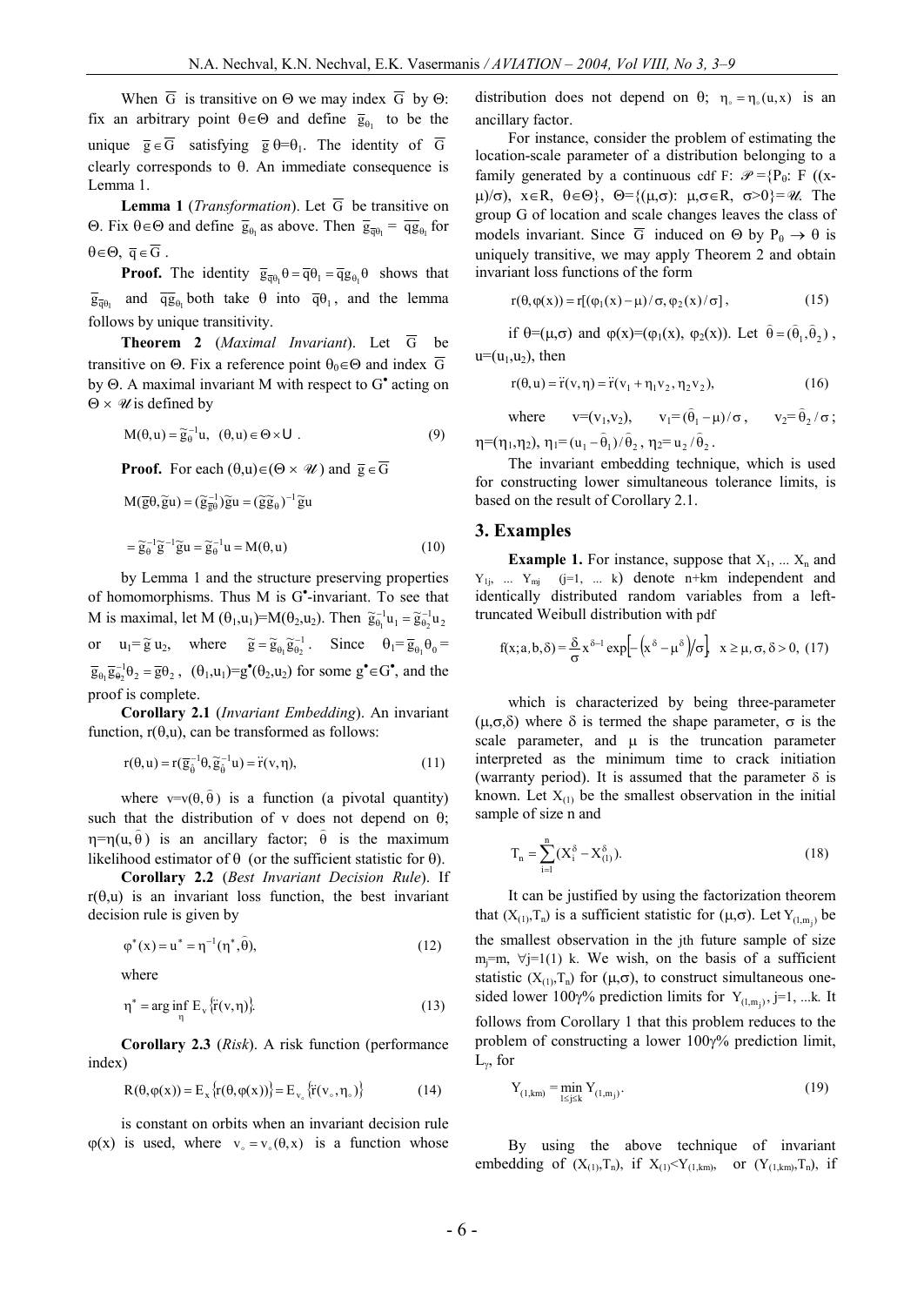When $\overline{G}$ is transitive on Θ we may index $\overline{G}$ by Θ: fix an arbitrary point θ∈Θ and define $\overline{g}_{\theta_1}$ to be the unique $\overline{g} \in \overline{G}$ satisfying $\overline{g}\,\theta=\theta_1$. The identity of $\overline{G}$ clearly corresponds to θ. An immediate consequence is Lemma 1.

**Lemma 1** (*Transformation*). Let $\overline{G}$ be transitive on Θ. Fix θ∈Θ and define $\overline{g}_{\theta_1}$ as above. Then $\overline{g}_{\overline{q}\theta_1} = \overline{q}\overline{g}_{\theta_1}$ for $\theta \in \Theta$, $\overline{q} \in \overline{G}$.

**Proof.** The identity $\overline{g}_{\overline{q}\theta_1}\theta = \overline{q}\theta_1 = \overline{q}\overline{g}_{\theta_1}\theta$ shows that $\overline{g}_{\overline{q}\theta_1}$ and $\overline{q}\overline{g}_{\theta_1}$ both take θ into $\overline{q}\theta_1$, and the lemma follows by unique transitivity.

**Theorem 2** (*Maximal Invariant*). Let $\overline{G}$ be transitive on Θ. Fix a reference point $\theta_0 \in \Theta$ and index $\overline{G}$ by Θ. A maximal invariant M with respect to $G^\bullet$ acting on $\Theta \times \mathscr{U}$ is defined by

$$M(\theta,u) = \widetilde{g}_{\theta}^{-1}u, \quad (\theta,u) \in \Theta \times U\ . \tag{9}$$

**Proof.** For each $(\theta,u) \in (\Theta \times \mathscr{U})$ and $\overline{g} \in \overline{G}$

$$M(\overline{g}\theta, \widetilde{g}u) = (\widetilde{g}_{\overline{g}\theta}^{-1})\widetilde{g}u = (\widetilde{g}\widetilde{g}_0)^{-1}\widetilde{g}u$$

$$= \widetilde{g}_{\theta}^{-1}\widetilde{g}^{-1}\widetilde{g}u = \widetilde{g}_{\theta}^{-1}u = M(\theta,u) \tag{10}$$

by Lemma 1 and the structure preserving properties of homomorphisms. Thus M is $G^\bullet$-invariant. To see that M is maximal, let $M(\theta_1,u_1)=M(\theta_2,u_2)$. Then $\widetilde{g}_{\theta_1}^{-1}u_1 = \widetilde{g}_{\theta_2}^{-1}u_2$ or $u_1 = \widetilde{g}\, u_2$, where $\widetilde{g} = \widetilde{g}_{\theta_1}\widetilde{g}_{\theta_2}^{-1}$. Since $\theta_1 = \overline{g}_{\theta_1}\theta_0 = \overline{g}_{\theta_1}\overline{g}_{\theta_2}^{-1}\theta_2 = \overline{g}\theta_2$, $(\theta_1,u_1)=g^\bullet(\theta_2,u_2)$ for some $g^\bullet \in G^\bullet$, and the proof is complete.

**Corollary 2.1** (*Invariant Embedding*). An invariant function, $r(\theta,u)$, can be transformed as follows:

$$r(\theta,u) = r(\overline{g}_{\hat\theta}^{-1}\theta, \widetilde{g}_{\hat\theta}^{-1}u) = \ddot{r}(v,\eta), \tag{11}$$

where $v=v(\theta,\hat\theta)$ is a function (a pivotal quantity) such that the distribution of v does not depend on θ; $\eta=\eta(u,\hat\theta)$ is an ancillary factor; $\hat\theta$ is the maximum likelihood estimator of θ (or the sufficient statistic for θ).

**Corollary 2.2** (*Best Invariant Decision Rule*). If $r(\theta,u)$ is an invariant loss function, the best invariant decision rule is given by

$$\varphi^*(x) = u^* = \eta^{-1}(\eta^*, \hat\theta), \tag{12}$$

where

$$\eta^* = \arg\inf_{\eta} E_v\{\ddot{r}(v,\eta)\}. \tag{13}$$

**Corollary 2.3** (*Risk*). A risk function (performance index)

$$R(\theta,\varphi(x)) = E_x\{r(\theta,\varphi(x))\} = E_{v_\circ}\{\ddot{r}(v_\circ,\eta_\circ)\} \tag{14}$$

is constant on orbits when an invariant decision rule φ(x) is used, where $v_\circ = v_\circ(\theta,x)$ is a function whose distribution does not depend on θ; $\eta_\circ = \eta_\circ(u,x)$ is an ancillary factor.

For instance, consider the problem of estimating the location-scale parameter of a distribution belonging to a family generated by a continuous cdf F: $\mathscr{P}=\{P_\theta$: F ((x-μ)/σ), x∈R, θ∈Θ}, Θ={(μ,σ): μ,σ∈R, σ>0}=$\mathscr{U}$. The group G of location and scale changes leaves the class of models invariant. Since $\overline{G}$ induced on Θ by $P_\theta \to \theta$ is uniquely transitive, we may apply Theorem 2 and obtain invariant loss functions of the form

$$r(\theta,\varphi(x)) = r[(\varphi_1(x)-\mu)/\sigma, \varphi_2(x)/\sigma]\,, \tag{15}$$

if θ=(μ,σ) and $\varphi(x)=(\varphi_1(x), \varphi_2(x))$. Let $\hat\theta = (\hat\theta_1, \hat\theta_2)$, $u=(u_1,u_2)$, then

$$r(\theta,u) = \ddot{r}(v,\eta) = \ddot{r}(v_1+\eta_1 v_2, \eta_2 v_2), \tag{16}$$

where $v=(v_1,v_2)$, $v_1=(\hat\theta_1-\mu)/\sigma$, $v_2=\hat\theta_2/\sigma$; $\eta=(\eta_1,\eta_2)$, $\eta_1=(u_1-\hat\theta_1)/\hat\theta_2$, $\eta_2=u_2/\hat\theta_2$.

The invariant embedding technique, which is used for constructing lower simultaneous tolerance limits, is based on the result of Corollary 2.1.

## 3. Examples

**Example 1.** For instance, suppose that $X_1$, ... $X_n$ and $Y_{1j}$, ... $Y_{mj}$ (j=1, ... k) denote n+km independent and identically distributed random variables from a left-truncated Weibull distribution with pdf

$$f(x;a,b,\delta) = \frac{\delta}{\sigma}x^{\delta-1}\exp\left[-\left(x^\delta-\mu^\delta\right)\Big/\sigma\right],\quad x \ge \mu, \sigma, \delta > 0, \tag{17}$$

which is characterized by being three-parameter (μ,σ,δ) where δ is termed the shape parameter, σ is the scale parameter, and μ is the truncation parameter interpreted as the minimum time to crack initiation (warranty period). It is assumed that the parameter δ is known. Let $X_{(1)}$ be the smallest observation in the initial sample of size n and

$$T_n = \sum_{i=1}^{n}(X_i^\delta - X_{(1)}^\delta). \tag{18}$$

It can be justified by using the factorization theorem that $(X_{(1)},T_n)$ is a sufficient statistic for (μ,σ). Let $Y_{(1,m_j)}$ be the smallest observation in the jth future sample of size $m_j=m$, ∀j=1(1) k. We wish, on the basis of a sufficient statistic $(X_{(1)},T_n)$ for (μ,σ), to construct simultaneous one-sided lower 100γ% prediction limits for $Y_{(1,m_j)}$, j=1, ...k. It follows from Corollary 1 that this problem reduces to the problem of constructing a lower 100γ% prediction limit, $L_\gamma$, for

$$Y_{(1,km)} = \min_{1\le j\le k} Y_{(1,m_j)}. \tag{19}$$

By using the above technique of invariant embedding of $(X_{(1)},T_n)$, if $X_{(1)}<Y_{(1,km)}$, or $(Y_{(1,km)},T_n)$, if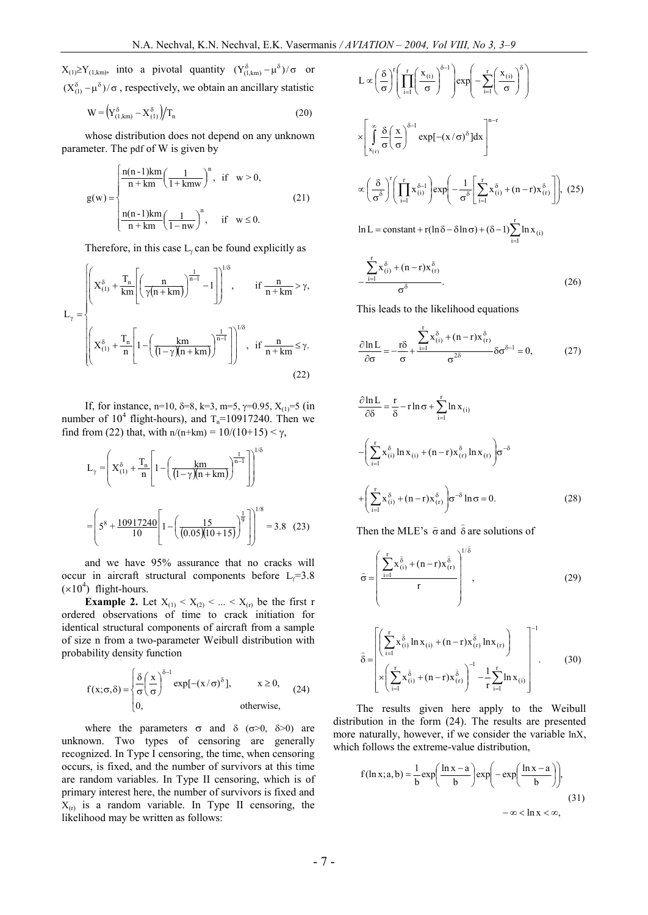$X_{(1)} \geq Y_{(1,km)}$, into a pivotal quantity $(Y_{(1,km)}^{\delta} - \mu^{\delta})/\sigma$ or $(X_{(1)}^{\delta} - \mu^{\delta})/\sigma$, respectively, we obtain an ancillary statistic

$$W = \left(Y_{(1,km)}^{\delta} - X_{(1)}^{\delta}\right) / T_n \tag{20}$$

whose distribution does not depend on any unknown parameter. The pdf of W is given by

$$g(w) = \begin{cases} \dfrac{n(n-1)km}{n+km} \left( \dfrac{1}{1+kmw} \right)^n, & \text{if } w > 0, \\[2ex] \dfrac{n(n-1)km}{n+km} \left( \dfrac{1}{1-nw} \right)^n, & \text{if } w \leq 0. \end{cases} \tag{21}$$

Therefore, in this case $L_\gamma$ can be found explicitly as

$$L_\gamma = \begin{cases} \left( X_{(1)}^{\delta} + \dfrac{T_n}{km} \left[ \left( \dfrac{n}{\gamma(n+km)} \right)^{\frac{1}{n-1}} - 1 \right] \right)^{1/\delta}, & \text{if } \dfrac{n}{n+km} > \gamma, \\[3ex] \left( X_{(1)}^{\delta} + \dfrac{T_n}{n} \left[ 1 - \left( \dfrac{km}{(1-\gamma)(n+km)} \right)^{\frac{1}{n-1}} \right] \right)^{1/\delta}, & \text{if } \dfrac{n}{n+km} \leq \gamma. \end{cases} \tag{22}$$

If, for instance, n=10, δ=8, k=3, m=5, γ=0.95, $X_{(1)}=5$ (in number of $10^4$ flight-hours), and $T_n=10917240$. Then we find from (22) that, with $n/(n+km) = 10/(10+15) < \gamma$,

$$L_\gamma = \left( X_{(1)}^{\delta} + \frac{T_n}{n} \left[ 1 - \left( \frac{km}{(1-\gamma)(n+km)} \right)^{\frac{1}{n-1}} \right] \right)^{1/\delta}$$

$$= \left( 5^8 + \frac{10917240}{10} \left[ 1 - \left( \frac{15}{(0.05)(10+15)} \right)^{\frac{1}{9}} \right] \right)^{1/8} = 3.8 \tag{23}$$

and we have 95% assurance that no cracks will occur in aircraft structural components before $L_\gamma=3.8$ ($\times 10^4$) flight-hours.

**Example 2.** Let $X_{(1)} < X_{(2)} < \ldots < X_{(r)}$ be the first r ordered observations of time to crack initiation for identical structural components of aircraft from a sample of size n from a two-parameter Weibull distribution with probability density function

$$f(x;\sigma,\delta) = \begin{cases} \dfrac{\delta}{\sigma} \left( \dfrac{x}{\sigma} \right)^{\delta-1} \exp[-(x/\sigma)^{\delta}], & x \geq 0, \\[2ex] 0, & \text{otherwise}, \end{cases} \tag{24}$$

where the parameters σ and δ (σ>0, δ>0) are unknown. Two types of censoring are generally recognized. In Type I censoring, the time, when censoring occurs, is fixed, and the number of survivors at this time are random variables. In Type II censoring, which is of primary interest here, the number of survivors is fixed and $X_{(r)}$ is a random variable. In Type II censoring, the likelihood may be written as follows:

$$L \propto \left( \frac{\delta}{\sigma} \right)^r \left( \prod_{i=1}^{r} \left( \frac{x_{(i)}}{\sigma} \right)^{\delta-1} \right) \exp\left( -\sum_{i=1}^{r} \left( \frac{x_{(i)}}{\sigma} \right)^{\delta} \right)$$

$$\times \left[ \int_{x_{(r)}}^{\infty} \frac{\delta}{\sigma} \left( \frac{x}{\sigma} \right)^{\delta-1} \exp[-(x/\sigma)^{\delta}] dx \right]^{n-r}$$

$$\propto \left( \frac{\delta}{\sigma^{\delta}} \right)^r \left( \prod_{i=1}^{r} x_{(i)}^{\delta-1} \right) \exp\left( -\frac{1}{\sigma^{\delta}} \left[ \sum_{i=1}^{r} x_{(i)}^{\delta} + (n-r) x_{(r)}^{\delta} \right] \right), \tag{25}$$

$$\ln L = \text{constant} + r(\ln\delta - \delta\ln\sigma) + (\delta-1)\sum_{i=1}^{r} \ln x_{(i)}$$

$$- \frac{\sum_{i=1}^{r} x_{(i)}^{\delta} + (n-r)x_{(r)}^{\delta}}{\sigma^{\delta}}. \tag{26}$$

This leads to the likelihood equations

$$\frac{\partial \ln L}{\partial \sigma} = -\frac{r\delta}{\sigma} + \frac{\sum_{i=1}^{r} x_{(i)}^{\delta} + (n-r)x_{(r)}^{\delta}}{\sigma^{2\delta}} \delta\sigma^{\delta-1} = 0, \tag{27}$$

$$\frac{\partial \ln L}{\partial \delta} = \frac{r}{\delta} - r\ln\sigma + \sum_{i=1}^{r} \ln x_{(i)}$$

$$- \left( \sum_{i=1}^{r} x_{(i)}^{\delta} \ln x_{(i)} + (n-r)x_{(r)}^{\delta} \ln x_{(r)} \right) \sigma^{-\delta}$$

$$+ \left( \sum_{i=1}^{r} x_{(i)}^{\delta} + (n-r)x_{(r)}^{\delta} \right) \sigma^{-\delta} \ln\sigma = 0. \tag{28}$$

Then the MLE's $\hat{\sigma}$ and $\hat{\delta}$ are solutions of

$$\hat{\sigma} = \left( \frac{\sum_{i=1}^{r} x_{(i)}^{\hat{\delta}} + (n-r)x_{(r)}^{\hat{\delta}}}{r} \right)^{1/\hat{\delta}}, \tag{29}$$

$$\hat{\delta} = \left[ \left( \sum_{i=1}^{r} x_{(i)}^{\hat{\delta}} \ln x_{(i)} + (n-r)x_{(r)}^{\hat{\delta}} \ln x_{(r)} \right) \times \left( \sum_{i=1}^{r} x_{(i)}^{\hat{\delta}} + (n-r)x_{(r)}^{\hat{\delta}} \right)^{-1} - \frac{1}{r}\sum_{i=1}^{r} \ln x_{(i)} \right]^{-1}. \tag{30}$$

The results given here apply to the Weibull distribution in the form (24). The results are presented more naturally, however, if we consider the variable lnX, which follows the extreme-value distribution,

$$f(\ln x; a, b) = \frac{1}{b} \exp\left( \frac{\ln x - a}{b} \right) \exp\left( -\exp\left( \frac{\ln x - a}{b} \right) \right), \tag{31}$$

$$-\infty < \ln x < \infty,$$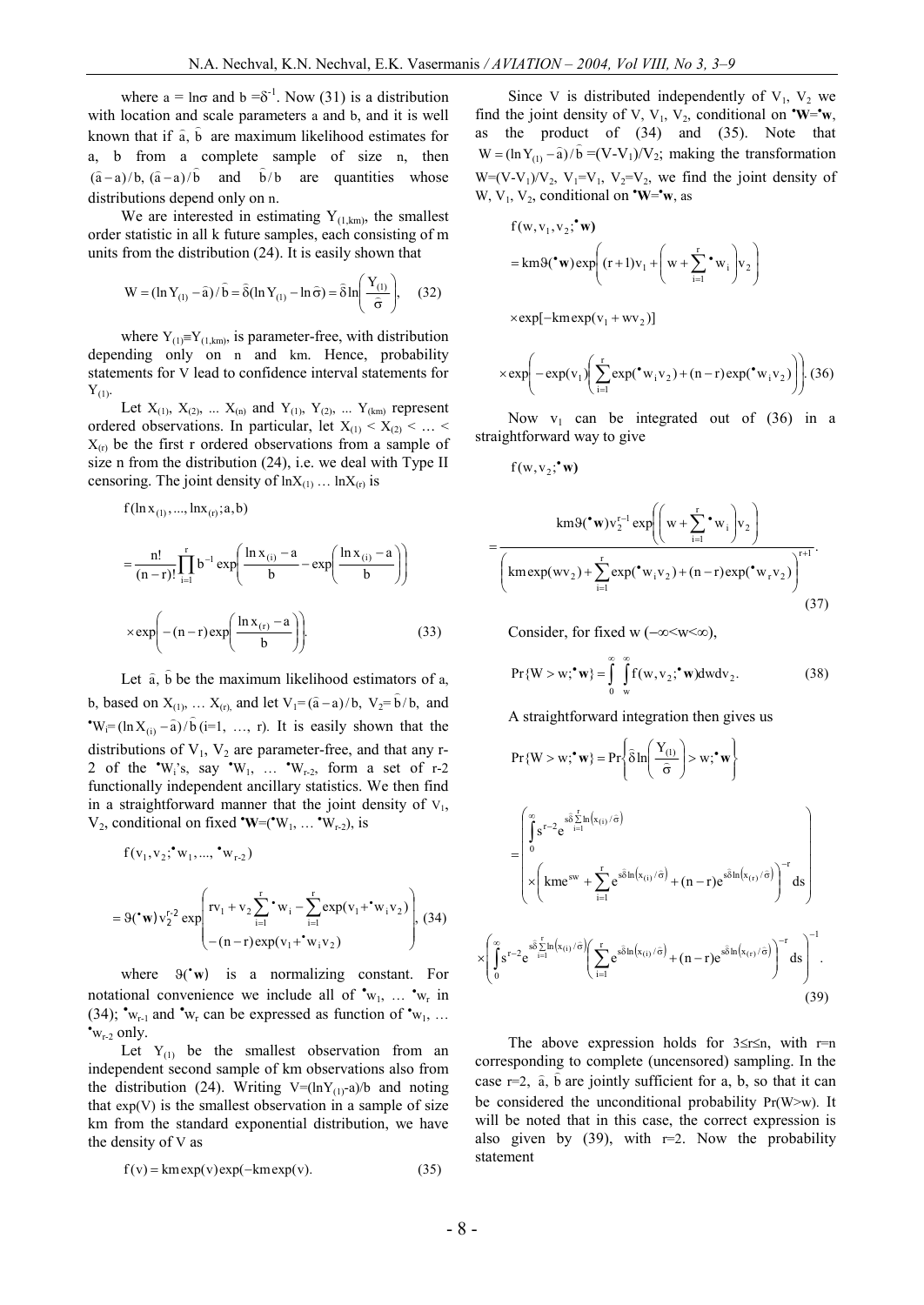where a = $\ln\sigma$ and b $=\delta^{-1}$. Now (31) is a distribution with location and scale parameters a and b, and it is well known that if $\hat{a}$, $\hat{b}$ are maximum likelihood estimates for a, b from a complete sample of size n, then $(\hat{a}-a)/b$, $(\hat{a}-a)/\hat{b}$ and $\hat{b}/b$ are quantities whose distributions depend only on n.

We are interested in estimating $Y_{(1,km)}$, the smallest order statistic in all k future samples, each consisting of m units from the distribution (24). It is easily shown that

$$W = (\ln Y_{(1)} - \hat{a})/\hat{b} = \hat{\delta}(\ln Y_{(1)} - \ln\hat{\sigma}) = \hat{\delta}\ln\left(\frac{Y_{(1)}}{\hat{\sigma}}\right), \quad (32)$$

where $Y_{(1)} \equiv Y_{(1,km)}$, is parameter-free, with distribution depending only on n and km. Hence, probability statements for V lead to confidence interval statements for $Y_{(1)}$.

Let $X_{(1)}, X_{(2)}, \ldots X_{(n)}$ and $Y_{(1)}, Y_{(2)}, \ldots Y_{(km)}$ represent ordered observations. In particular, let $X_{(1)} < X_{(2)} < \ldots < X_{(r)}$ be the first r ordered observations from a sample of size n from the distribution (24), i.e. we deal with Type II censoring. The joint density of $\ln X_{(1)} \ldots \ln X_{(r)}$ is

$$f(\ln x_{(1)},\ldots,\ln x_{(r)};a,b)$$

$$= \frac{n!}{(n-r)!}\prod_{i=1}^{r} b^{-1}\exp\left(\frac{\ln x_{(i)}-a}{b} - \exp\left(\frac{\ln x_{(i)}-a}{b}\right)\right)$$

$$\times\exp\left(-(n-r)\exp\left(\frac{\ln x_{(r)}-a}{b}\right)\right). \quad (33)$$

Let $\hat{a}$, $\hat{b}$ be the maximum likelihood estimators of a, b, based on $X_{(1)}, \ldots X_{(r)}$, and let $V_1 = (\hat{a}-a)/b$, $V_2 = \hat{b}/b$, and ${}^{\bullet}W_i = (\ln X_{(i)} - \hat{a})/\hat{b}$ (i=1, …, r). It is easily shown that the distributions of $V_1$, $V_2$ are parameter-free, and that any r-2 of the ${}^{\bullet}W_i$'s, say ${}^{\bullet}W_1, \ldots {}^{\bullet}W_{r-2}$, form a set of r-2 functionally independent ancillary statistics. We then find in a straightforward manner that the joint density of $V_1$, $V_2$, conditional on fixed ${}^{\bullet}\mathbf{W} = ({}^{\bullet}W_1, \ldots {}^{\bullet}W_{r-2})$, is

$$f(v_1, v_2; {}^{\bullet}w_1, \ldots, {}^{\bullet}w_{r-2})$$

$$= \vartheta({}^{\bullet}\mathbf{w})\, v_2^{r-2}\exp\left(\begin{array}{l} rv_1 + v_2\sum_{i=1}^{r}{}^{\bullet}w_i - \sum_{i=1}^{r}\exp(v_1 + {}^{\bullet}w_i v_2) \\ -(n-r)\exp(v_1 + {}^{\bullet}w_i v_2)\end{array}\right), \quad (34)$$

where $\vartheta({}^{\bullet}\mathbf{w})$ is a normalizing constant. For notational convenience we include all of ${}^{\bullet}w_1, \ldots {}^{\bullet}w_r$ in (34); ${}^{\bullet}w_{r-1}$ and ${}^{\bullet}w_r$ can be expressed as function of ${}^{\bullet}w_1, \ldots {}^{\bullet}w_{r-2}$ only.

Let $Y_{(1)}$ be the smallest observation from an independent second sample of km observations also from the distribution (24). Writing $V = (\ln Y_{(1)} - a)/b$ and noting that exp(V) is the smallest observation in a sample of size km from the standard exponential distribution, we have the density of V as

$$f(v) = km\exp(v)\exp(-km\exp(v)). \quad (35)$$

Since V is distributed independently of $V_1$, $V_2$ we find the joint density of V, $V_1$, $V_2$, conditional on ${}^{\bullet}\mathbf{W} = {}^{\bullet}\mathbf{w}$, as the product of (34) and (35). Note that $W = (\ln Y_{(1)} - \hat{a})/\hat{b} = (V - V_1)/V_2$; making the transformation $W = (V - V_1)/V_2$, $V_1 = V_1$, $V_2 = V_2$, we find the joint density of W, $V_1$, $V_2$, conditional on ${}^{\bullet}\mathbf{W} = {}^{\bullet}\mathbf{w}$, as

$$f(w, v_1, v_2; {}^{\bullet}\mathbf{w})$$

$$= km\vartheta({}^{\bullet}\mathbf{w})\exp\left((r+1)v_1 + \left(w + \sum_{i=1}^{r}{}^{\bullet}w_i\right)v_2\right)$$

$$\times\exp[-km\exp(v_1 + wv_2)]$$

$$\times\exp\left(-\exp(v_1)\left(\sum_{i=1}^{r}\exp({}^{\bullet}w_i v_2) + (n-r)\exp({}^{\bullet}w_i v_2)\right)\right). \quad (36)$$

Now $v_1$ can be integrated out of (36) in a straightforward way to give

$$f(w, v_2; {}^{\bullet}\mathbf{w})$$

$$= \frac{km\vartheta({}^{\bullet}\mathbf{w})\, v_2^{r-1}\exp\left(\left(w + \sum_{i=1}^{r}{}^{\bullet}w_i\right)v_2\right)}{\left(km\exp(wv_2) + \sum_{i=1}^{r}\exp({}^{\bullet}w_i v_2) + (n-r)\exp({}^{\bullet}w_r v_2)\right)^{r+1}}. \quad (37)$$

Consider, for fixed w ($-\infty < w < \infty$),

$$\Pr\{W > w; {}^{\bullet}\mathbf{w}\} = \int_0^{\infty}\int_w^{\infty} f(w, v_2; {}^{\bullet}\mathbf{w})\,dw\,dv_2. \quad (38)$$

A straightforward integration then gives us

$$\Pr\{W > w; {}^{\bullet}\mathbf{w}\} = \Pr\left\{\hat{\delta}\ln\left(\frac{Y_{(1)}}{\hat{\sigma}}\right) > w; {}^{\bullet}\mathbf{w}\right\}$$

$$= \left(\begin{array}{l}\int_0^{\infty} s^{r-2} e^{s\hat{\delta}\sum_{i=1}^{r}\ln\left(x_{(i)}/\hat{\sigma}\right)} \\ \times\left(km e^{sw} + \sum_{i=1}^{r} e^{s\hat{\delta}\ln\left(x_{(i)}/\hat{\sigma}\right)} + (n-r)e^{s\hat{\delta}\ln\left(x_{(r)}/\hat{\sigma}\right)}\right)^{-r} ds\end{array}\right)$$

$$\times\left(\int_0^{\infty} s^{r-2} e^{s\hat{\delta}\sum_{i=1}^{r}\ln\left(x_{(i)}/\hat{\sigma}\right)}\left(\sum_{i=1}^{r} e^{s\hat{\delta}\ln\left(x_{(i)}/\hat{\sigma}\right)} + (n-r)e^{s\hat{\delta}\ln\left(x_{(r)}/\hat{\sigma}\right)}\right)^{-r} ds\right)^{-1}. \quad (39)$$

The above expression holds for $3 \le r \le n$, with r=n corresponding to complete (uncensored) sampling. In the case r=2, $\hat{a}$, $\hat{b}$ are jointly sufficient for a, b, so that it can be considered the unconditional probability Pr(W>w). It will be noted that in this case, the correct expression is also given by (39), with r=2. Now the probability statement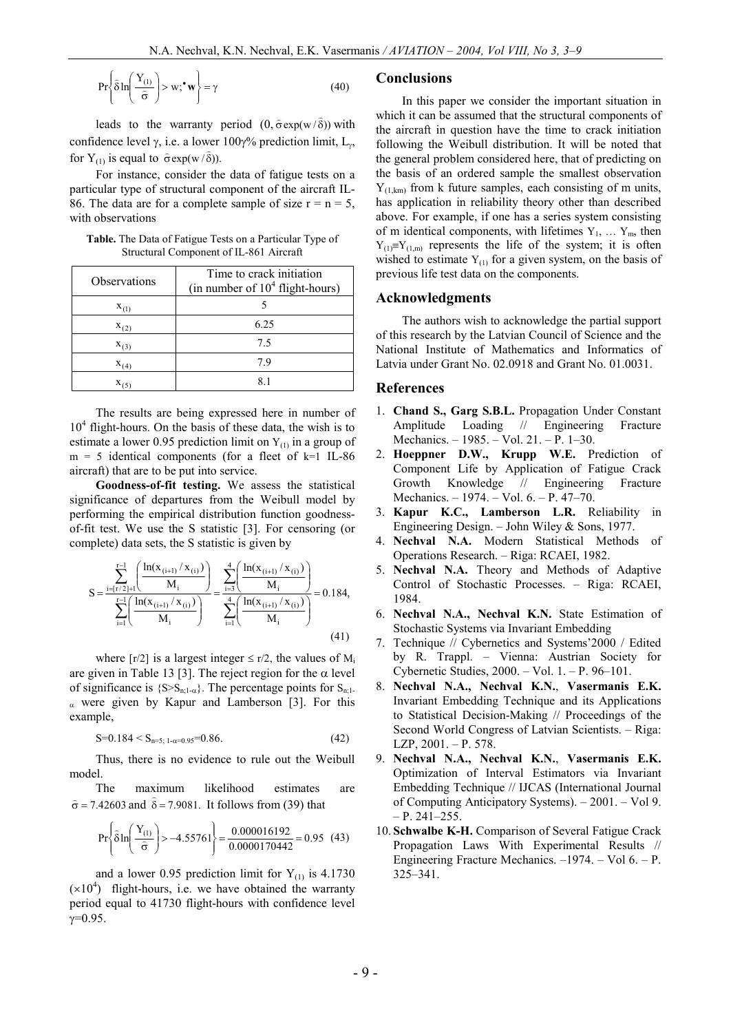$$\Pr\left\{ \tilde{\delta} \ln\left( \frac{Y_{(1)}}{\tilde{\sigma}} \right) > w; {}^{\bullet}\mathbf{w} \right\} = \gamma \tag{40}$$

leads to the warranty period $(0, \tilde{\sigma}\exp(w/\tilde{\delta}))$ with confidence level $\gamma$, i.e. a lower $100\gamma\%$ prediction limit, $L_\gamma$, for $Y_{(1)}$ is equal to $\tilde{\sigma}\exp(w/\tilde{\delta})$).

For instance, consider the data of fatigue tests on a particular type of structural component of the aircraft IL-86. The data are for a complete sample of size r = n = 5, with observations

**Table.** The Data of Fatigue Tests on a Particular Type of Structural Component of IL-861 Aircraft

| Observations | Time to crack initiation (in number of $10^4$ flight-hours) |
|---|---|
| $x_{(1)}$ | 5 |
| $x_{(2)}$ | 6.25 |
| $x_{(3)}$ | 7.5 |
| $x_{(4)}$ | 7.9 |
| $x_{(5)}$ | 8.1 |

The results are being expressed here in number of $10^4$ flight-hours. On the basis of these data, the wish is to estimate a lower 0.95 prediction limit on $Y_{(1)}$ in a group of m = 5 identical components (for a fleet of k=1 IL-86 aircraft) that are to be put into service.

**Goodness-of-fit testing.** We assess the statistical significance of departures from the Weibull model by performing the empirical distribution function goodness-of-fit test. We use the S statistic [3]. For censoring (or complete) data sets, the S statistic is given by

$$S = \frac{\sum_{i=[r/2]+1}^{r-1} \left( \frac{\ln(x_{(i+1)}/x_{(i)})}{M_i} \right)}{\sum_{i=1}^{r-1} \left( \frac{\ln(x_{(i+1)}/x_{(i)})}{M_i} \right)} = \frac{\sum_{i=3}^{4} \left( \frac{\ln(x_{(i+1)}/x_{(i)})}{M_i} \right)}{\sum_{i=1}^{4} \left( \frac{\ln(x_{(i+1)}/x_{(i)})}{M_i} \right)} = 0.184, \tag{41}$$

where [r/2] is a largest integer $\le r/2$, the values of $M_i$ are given in Table 13 [3]. The reject region for the $\alpha$ level of significance is $\{S > S_{n;1-\alpha}\}$. The percentage points for $S_{n;1-\alpha}$ were given by Kapur and Lamberson [3]. For this example,

$$S = 0.184 < S_{n=5;\, 1-\alpha=0.95} = 0.86. \tag{42}$$

Thus, there is no evidence to rule out the Weibull model.

The maximum likelihood estimates are $\hat{\sigma} = 7.42603$ and $\hat{\delta} = 7.9081$. It follows from (39) that

$$\Pr\left\{ \tilde{\delta} \ln\left( \frac{Y_{(1)}}{\tilde{\sigma}} \right) > -4.55761 \right\} = \frac{0.000016192}{0.0000170442} = 0.95 \tag{43}$$

and a lower 0.95 prediction limit for $Y_{(1)}$ is 4.1730 $(\times 10^4)$ flight-hours, i.e. we have obtained the warranty period equal to 41730 flight-hours with confidence level $\gamma$=0.95.

## Conclusions

In this paper we consider the important situation in which it can be assumed that the structural components of the aircraft in question have the time to crack initiation following the Weibull distribution. It will be noted that the general problem considered here, that of predicting on the basis of an ordered sample the smallest observation $Y_{(1,km)}$ from k future samples, each consisting of m units, has application in reliability theory other than described above. For example, if one has a series system consisting of m identical components, with lifetimes $Y_1, \ldots Y_m$, then $Y_{(1)} \equiv Y_{(1,m)}$ represents the life of the system; it is often wished to estimate $Y_{(1)}$ for a given system, on the basis of previous life test data on the components.

## Acknowledgments

The authors wish to acknowledge the partial support of this research by the Latvian Council of Science and the National Institute of Mathematics and Informatics of Latvia under Grant No. 02.0918 and Grant No. 01.0031.

## References

1. **Chand S., Garg S.B.L.** Propagation Under Constant Amplitude Loading // Engineering Fracture Mechanics. – 1985. – Vol. 21. – P. 1–30.
2. **Hoeppner D.W., Krupp W.E.** Prediction of Component Life by Application of Fatigue Crack Growth Knowledge // Engineering Fracture Mechanics. – 1974. – Vol. 6. – P. 47–70.
3. **Kapur K.C., Lamberson L.R.** Reliability in Engineering Design. – John Wiley & Sons, 1977.
4. **Nechval N.A.** Modern Statistical Methods of Operations Research. – Riga: RCAEI, 1982.
5. **Nechval N.A.** Theory and Methods of Adaptive Control of Stochastic Processes. – Riga: RCAEI, 1984.
6. **Nechval N.A., Nechval K.N.** State Estimation of Stochastic Systems via Invariant Embedding
7. Technique // Cybernetics and Systems'2000 / Edited by R. Trappl. – Vienna: Austrian Society for Cybernetic Studies, 2000. – Vol. 1. – P. 96–101.
8. **Nechval N.A., Nechval K.N., Vasermanis E.K.** Invariant Embedding Technique and its Applications to Statistical Decision-Making // Proceedings of the Second World Congress of Latvian Scientists. – Riga: LZP, 2001. – P. 578.
9. **Nechval N.A., Nechval K.N., Vasermanis E.K.** Optimization of Interval Estimators via Invariant Embedding Technique // IJCAS (International Journal of Computing Anticipatory Systems). – 2001. – Vol 9. – P. 241–255.
10. **Schwalbe K-H.** Comparison of Several Fatigue Crack Propagation Laws With Experimental Results // Engineering Fracture Mechanics. –1974. – Vol 6. – P. 325–341.